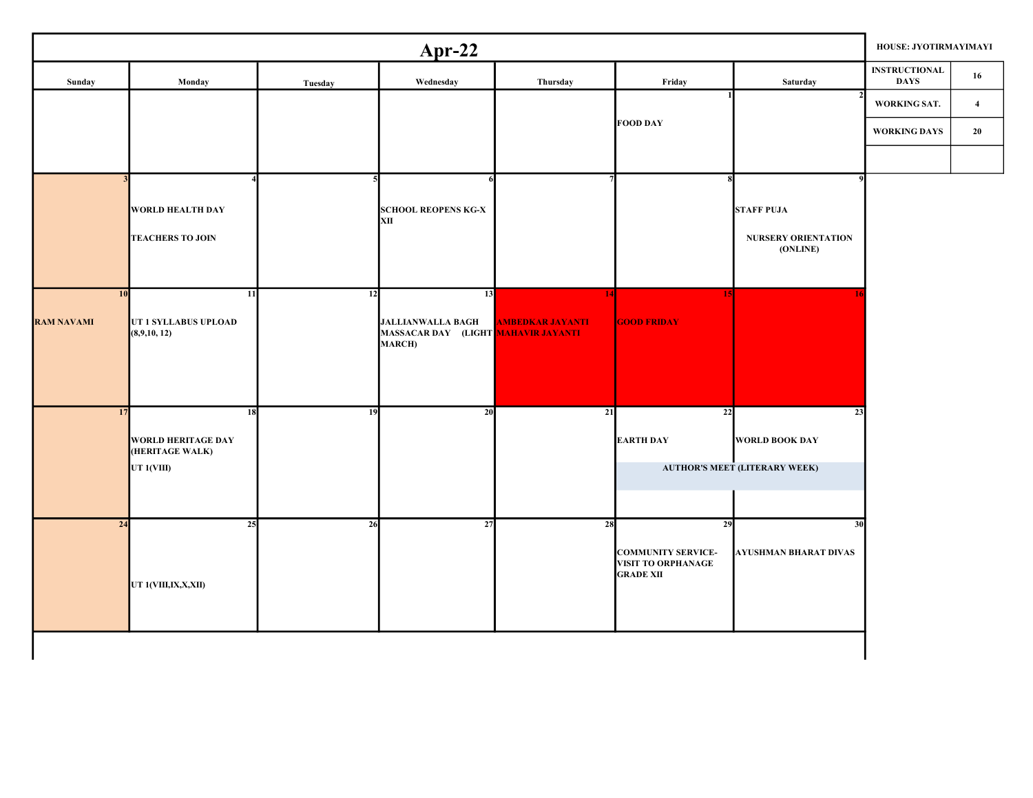# Apr-22

| Sunday | Monday | Tuesday | Wednesday | Thursday | Friday | Saturday |
|---|---|---|---|---|---|---|
| | | | | | 1<br>FOOD DAY | 2 |
| 3 | 4<br>WORLD HEALTH DAY<br>TEACHERS TO JOIN | 5 | 6<br>SCHOOL REOPENS KG-X XII | 7 | 8 | 9<br>STAFF PUJA<br>NURSERY ORIENTATION (ONLINE) |
| 10<br>RAM NAVAMI | 11<br>UT 1 SYLLABUS UPLOAD (8,9,10, 12) | 12 | 13<br>JALLIANWALLA BAGH MASSACAR DAY (LIGHT MARCH) | 14<br>AMBEDKAR JAYANTI<br>MAHAVIR JAYANTI | 15<br>GOOD FRIDAY | 16 |
| 17 | 18<br>WORLD HERITAGE DAY (HERITAGE WALK)<br>UT 1(VIII) | 19 | 20 | 21 | 22<br>EARTH DAY<br>AUTHOR'S MEET (LITERARY WEEK) | 23<br>WORLD BOOK DAY<br>AUTHOR'S MEET (LITERARY WEEK) |
| 24 | 25<br>UT 1(VIII,IX,X,XII) | 26 | 27 | 28 | 29<br>COMMUNITY SERVICE-VISIT TO ORPHANAGE GRADE XII | 30<br>AYUSHMAN BHARAT DIVAS |

**HOUSE: JYOTIRMAYIMAYI**

| | |
|---|---|
| INSTRUCTIONAL DAYS | 16 |
| WORKING SAT. | 4 |
| WORKING DAYS | 20 |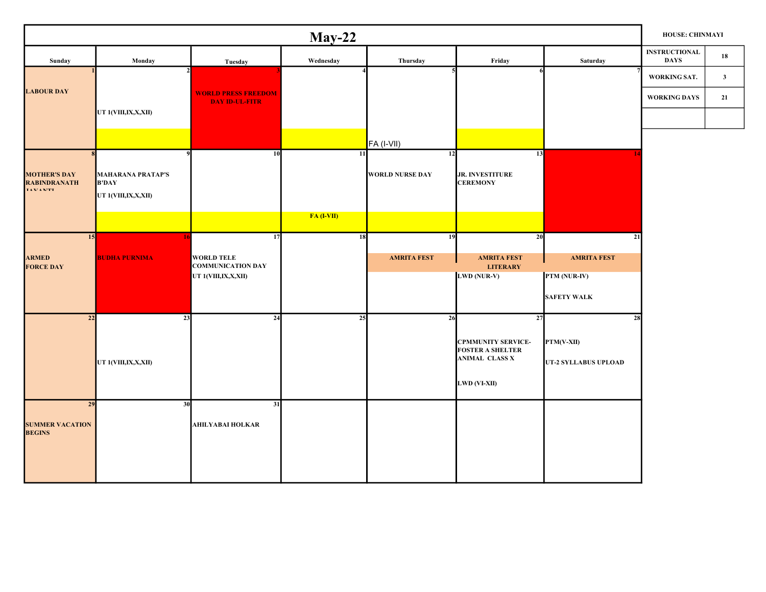# May-22

| Sunday | Monday | Tuesday | Wednesday | Thursday | Friday | Saturday |
|---|---|---|---|---|---|---|
| 1 LABOUR DAY | 2 UT 1(VIII,IX,X,XII) | 3 WORLD PRESS FREEDOM DAY ID-UL-FITR | 4 | 5 FA (I-VII) | 6 | 7 |
| 8 MOTHER'S DAY RABINDRANATH JAYANTI | 9 MAHARANA PRATAP'S B'DAY UT 1(VIII,IX,X,XII) | 10 | 11 FA (I-VII) | 12 WORLD NURSE DAY | 13 JR. INVESTITURE CEREMONY | 14 |
| 15 ARMED FORCE DAY | 16 BUDHA PURNIMA | 17 WORLD TELE COMMUNICATION DAY UT 1(VIII,IX,X,XII) | 18 | 19 AMRITA FEST | 20 AMRITA FEST LITERARY LWD (NUR-V) | 21 AMRITA FEST PTM (NUR-IV) SAFETY WALK |
| 22 | 23 UT 1(VIII,IX,X,XII) | 24 | 25 | 26 | 27 CPMMUNITY SERVICE-FOSTER A SHELTER ANIMAL CLASS X LWD (VI-XII) | 28 PTM(V-XII) UT-2 SYLLABUS UPLOAD |
| 29 SUMMER VACATION BEGINS | 30 | 31 AHILYABAI HOLKAR | | | | |

HOUSE: CHINMAYI

| | |
|---|---|
| INSTRUCTIONAL DAYS | 18 |
| WORKING SAT. | 3 |
| WORKING DAYS | 21 |
| | |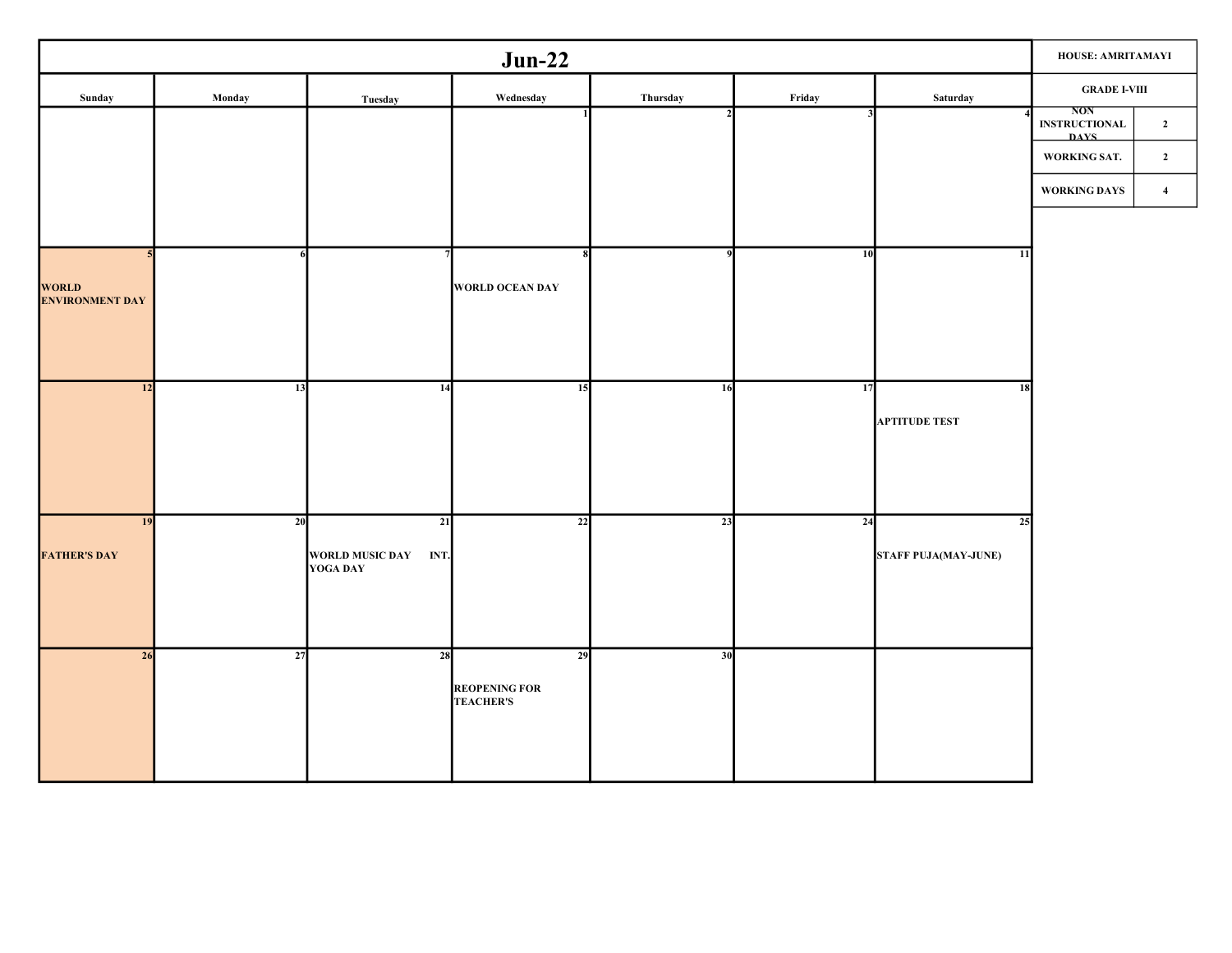# Jun-22

| Sunday | Monday | Tuesday | Wednesday | Thursday | Friday | Saturday |
|---|---|---|---|---|---|---|
| | | | 1 | 2 | 3 | 4 |
| 5 WORLD ENVIRONMENT DAY | 6 | 7 | 8 WORLD OCEAN DAY | 9 | 10 | 11 |
| 12 | 13 | 14 | 15 | 16 | 17 | 18 APTITUDE TEST |
| 19 FATHER'S DAY | 20 | 21 WORLD MUSIC DAY INT. YOGA DAY | 22 | 23 | 24 | 25 STAFF PUJA(MAY-JUNE) |
| 26 | 27 | 28 | 29 REOPENING FOR TEACHER'S | 30 | | |

| HOUSE: AMRITAMAYI | |
|---|---|
| GRADE I-VIII | |
| NON INSTRUCTIONAL DAYS | 2 |
| WORKING SAT. | 2 |
| WORKING DAYS | 4 |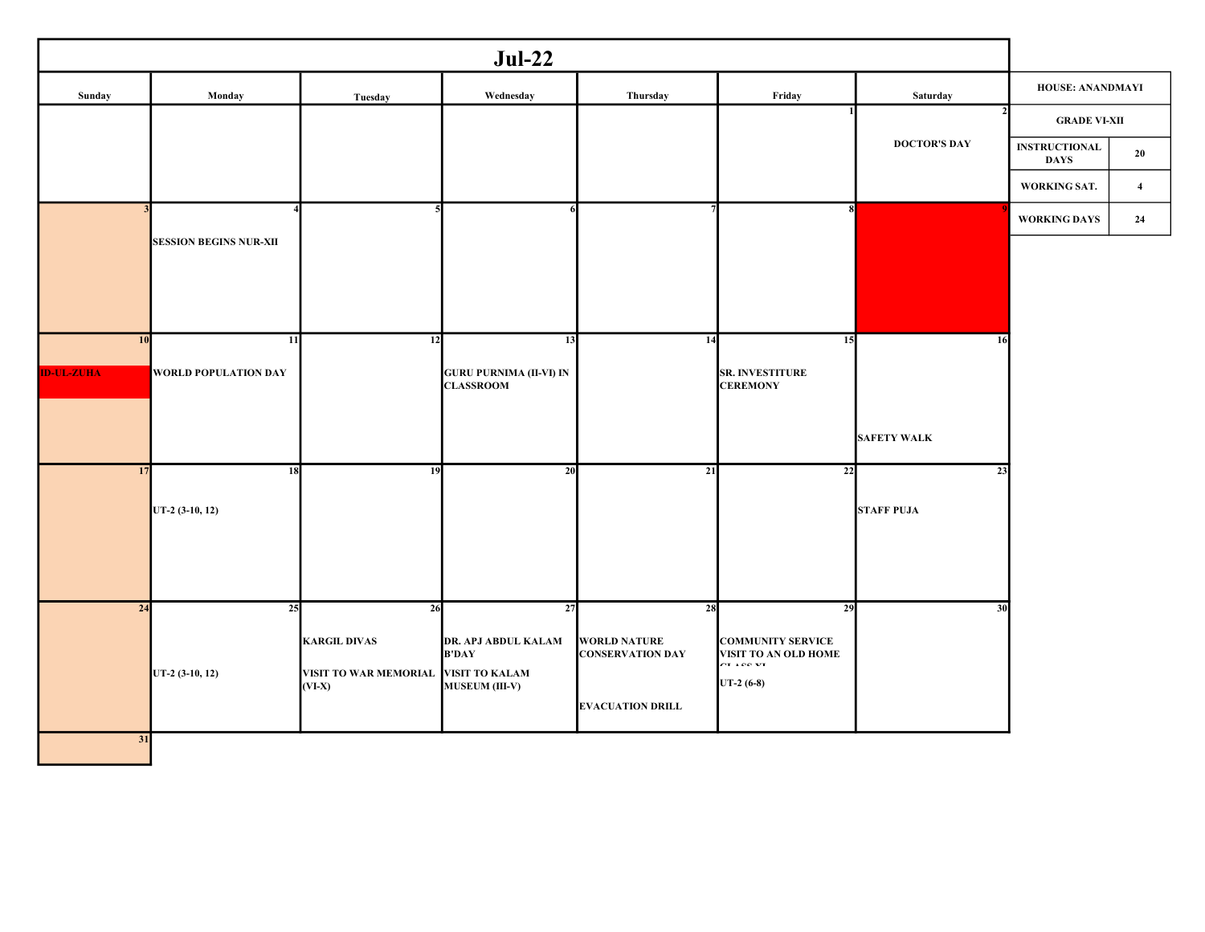# Jul-22

| Sunday | Monday | Tuesday | Wednesday | Thursday | Friday | Saturday |
|---|---|---|---|---|---|---|
| | | | | | 1 | 2 DOCTOR'S DAY |
| 3 | 4 SESSION BEGINS NUR-XII | 5 | 6 | 7 | 8 | 9 |
| 10 ID-UL-ZUHA | 11 WORLD POPULATION DAY | 12 | 13 GURU PURNIMA (II-VI) IN CLASSROOM | 14 | 15 SR. INVESTITURE CEREMONY | 16 SAFETY WALK |
| 17 | 18 UT-2 (3-10, 12) | 19 | 20 | 21 | 22 | 23 STAFF PUJA |
| 24 | 25 UT-2 (3-10, 12) | 26 KARGIL DIVAS; VISIT TO WAR MEMORIAL (VI-X) | 27 DR. APJ ABDUL KALAM B'DAY; VISIT TO KALAM MUSEUM (III-V) | 28 WORLD NATURE CONSERVATION DAY; EVACUATION DRILL | 29 COMMUNITY SERVICE VISIT TO AN OLD HOME CLASS XI; UT-2 (6-8) | 30 |
| 31 | | | | | | |

| HOUSE: ANANDMAYI | |
|---|---|
| GRADE VI-XII | |
| INSTRUCTIONAL DAYS | 20 |
| WORKING SAT. | 4 |
| WORKING DAYS | 24 |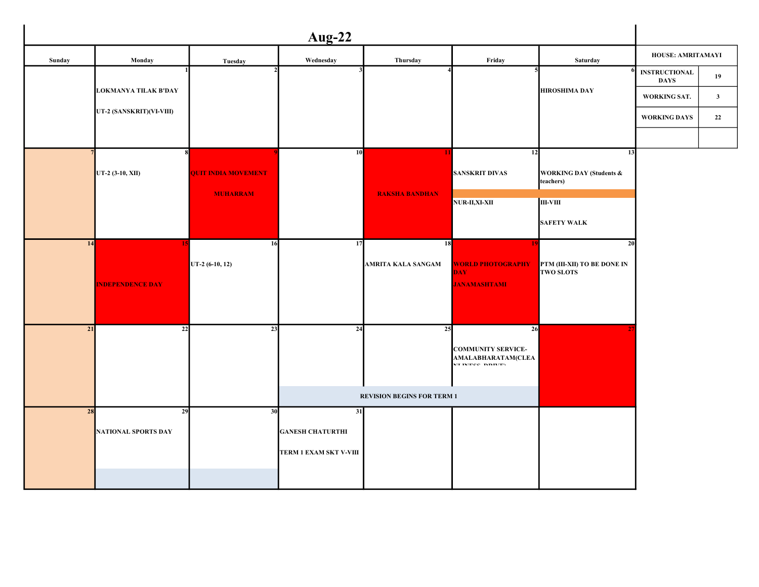# Aug-22

| Sunday | Monday | Tuesday | Wednesday | Thursday | Friday | Saturday |
|---|---|---|---|---|---|---|
| | 1 LOKMANYA TILAK B'DAY<br>UT-2 (SANSKRIT)(VI-VIII) | 2 | 3 | 4 | 5 | 6 HIROSHIMA DAY |
| 7 | 8 UT-2 (3-10, XII) | 9 QUIT INDIA MOVEMENT<br>MUHARRAM | 10 | 11 RAKSHA BANDHAN | 12 SANSKRIT DIVAS<br>NUR-II,XI-XII | 13 WORKING DAY (Students & teachers)<br>III-VIII<br>SAFETY WALK |
| 14 | 15 INDEPENDENCE DAY | 16 UT-2 (6-10, 12) | 17 | 18 AMRITA KALA SANGAM | 19 WORLD PHOTOGRAPHY DAY<br>JANAMASHTAMI | 20 PTM (III-XII) TO BE DONE IN TWO SLOTS |
| 21 | 22 | 23 | 24 REVISION BEGINS FOR TERM 1 | 25 | 26 COMMUNITY SERVICE-AMALABHARATAM(CLEANLINESS DRIVE) | 27 |
| 28 | 29 NATIONAL SPORTS DAY | 30 | 31 GANESH CHATURTHI<br>TERM 1 EXAM SKT V-VIII | | | |

| HOUSE: AMRITAMAYI | |
|---|---|
| INSTRUCTIONAL DAYS | 19 |
| WORKING SAT. | 3 |
| WORKING DAYS | 22 |
| | |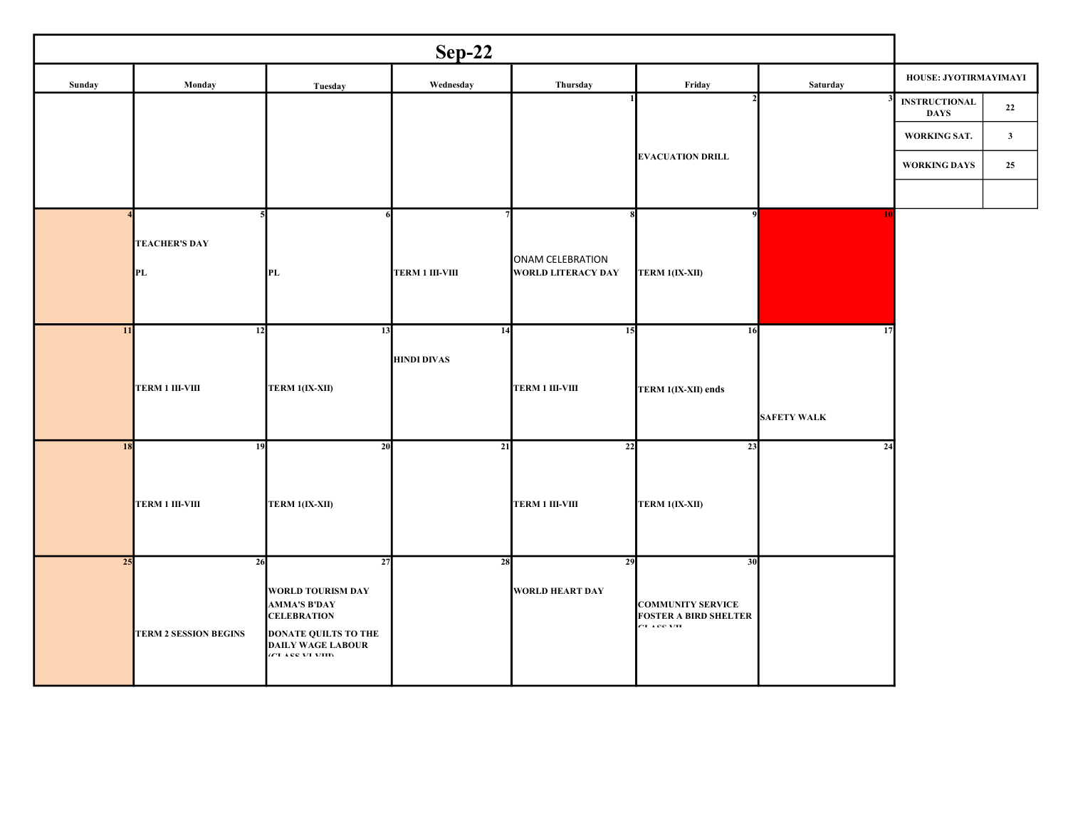# Sep-22

| Sunday | Monday | Tuesday | Wednesday | Thursday | Friday | Saturday |
|---|---|---|---|---|---|---|
| | | | | 1 | 2<br>EVACUATION DRILL | 3 |
| 4 | 5<br>TEACHER'S DAY<br>PL | 6<br>PL | 7<br>TERM 1 III-VIII | 8<br>ONAM CELEBRATION<br>WORLD LITERACY DAY | 9<br>TERM 1(IX-XII) | 10 |
| 11 | 12<br>TERM 1 III-VIII | 13<br>TERM 1(IX-XII) | 14<br>HINDI DIVAS | 15<br>TERM 1 III-VIII | 16<br>TERM 1(IX-XII) ends | 17<br>SAFETY WALK |
| 18 | 19<br>TERM 1 III-VIII | 20<br>TERM 1(IX-XII) | 21 | 22<br>TERM 1 III-VIII | 23<br>TERM 1(IX-XII) | 24 |
| 25 | 26<br>TERM 2 SESSION BEGINS | 27<br>WORLD TOURISM DAY<br>AMMA'S B'DAY CELEBRATION<br>DONATE QUILTS TO THE DAILY WAGE LABOUR (CLASS VI-VIII) | 28 | 29<br>WORLD HEART DAY | 30<br>COMMUNITY SERVICE<br>FOSTER A BIRD SHELTER CLASS VII | |

| HOUSE: JYOTIRMAYIMAYI | |
|---|---|
| INSTRUCTIONAL DAYS | 22 |
| WORKING SAT. | 3 |
| WORKING DAYS | 25 |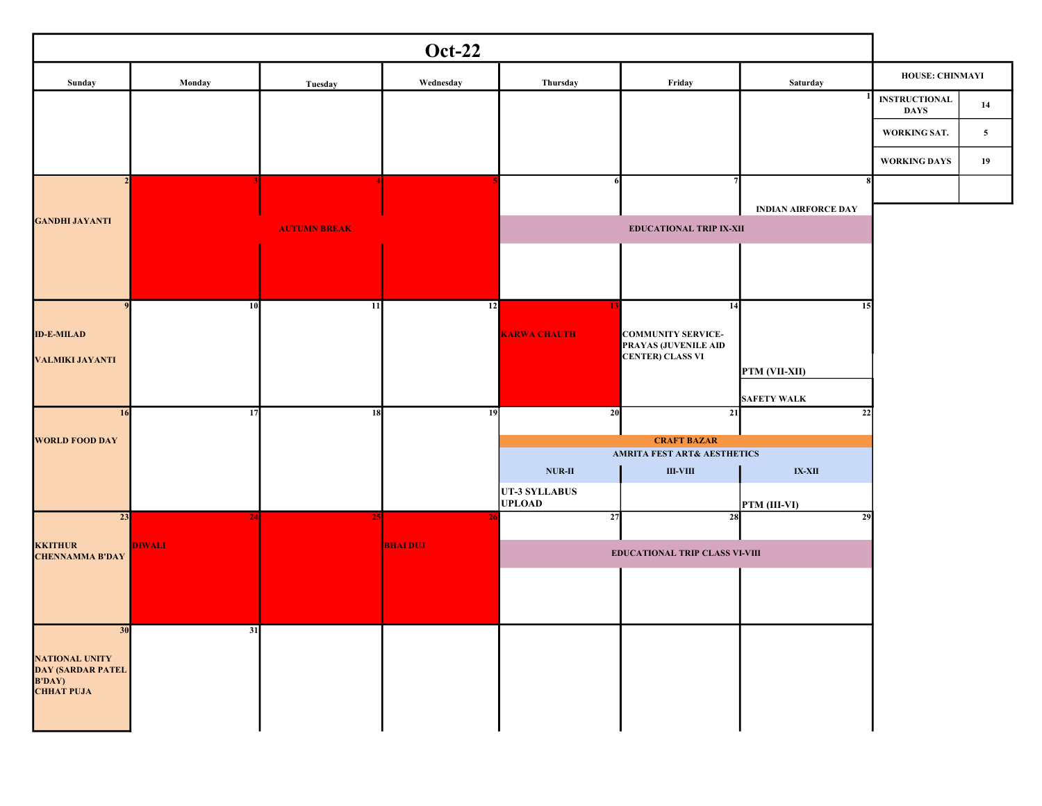# Oct-22

| Sunday | Monday | Tuesday | Wednesday | Thursday | Friday | Saturday |
|---|---|---|---|---|---|---|
| | | | | | | 1 |
| 2 GANDHI JAYANTI | 3 AUTUMN BREAK | 4 AUTUMN BREAK | 5 AUTUMN BREAK | 6 EDUCATIONAL TRIP IX-XII | 7 EDUCATIONAL TRIP IX-XII | 8 INDIAN AIRFORCE DAY; EDUCATIONAL TRIP IX-XII |
| 9 ID-E-MILAD; VALMIKI JAYANTI | 10 | 11 | 12 | 13 KARWA CHAUTH | 14 COMMUNITY SERVICE-PRAYAS (JUVENILE AID CENTER) CLASS VI | 15 PTM (VII-XII); SAFETY WALK |
| 16 WORLD FOOD DAY | 17 | 18 | 19 | 20 CRAFT BAZAR; AMRITA FEST ART& AESTHETICS NUR-II; UT-3 SYLLABUS UPLOAD | 21 CRAFT BAZAR; AMRITA FEST ART& AESTHETICS III-VIII | 22 CRAFT BAZAR; AMRITA FEST ART& AESTHETICS IX-XII; PTM (III-VI) |
| 23 KKITHUR CHENNAMMA B'DAY | 24 DIWALI | 25 | 26 BHAI DUJ | 27 EDUCATIONAL TRIP CLASS VI-VIII | 28 EDUCATIONAL TRIP CLASS VI-VIII | 29 EDUCATIONAL TRIP CLASS VI-VIII |
| 30 NATIONAL UNITY DAY (SARDAR PATEL B'DAY); CHHAT PUJA | 31 | | | | | |

| HOUSE: CHINMAYI | |
|---|---|
| INSTRUCTIONAL DAYS | 14 |
| WORKING SAT. | 5 |
| WORKING DAYS | 19 |
| | |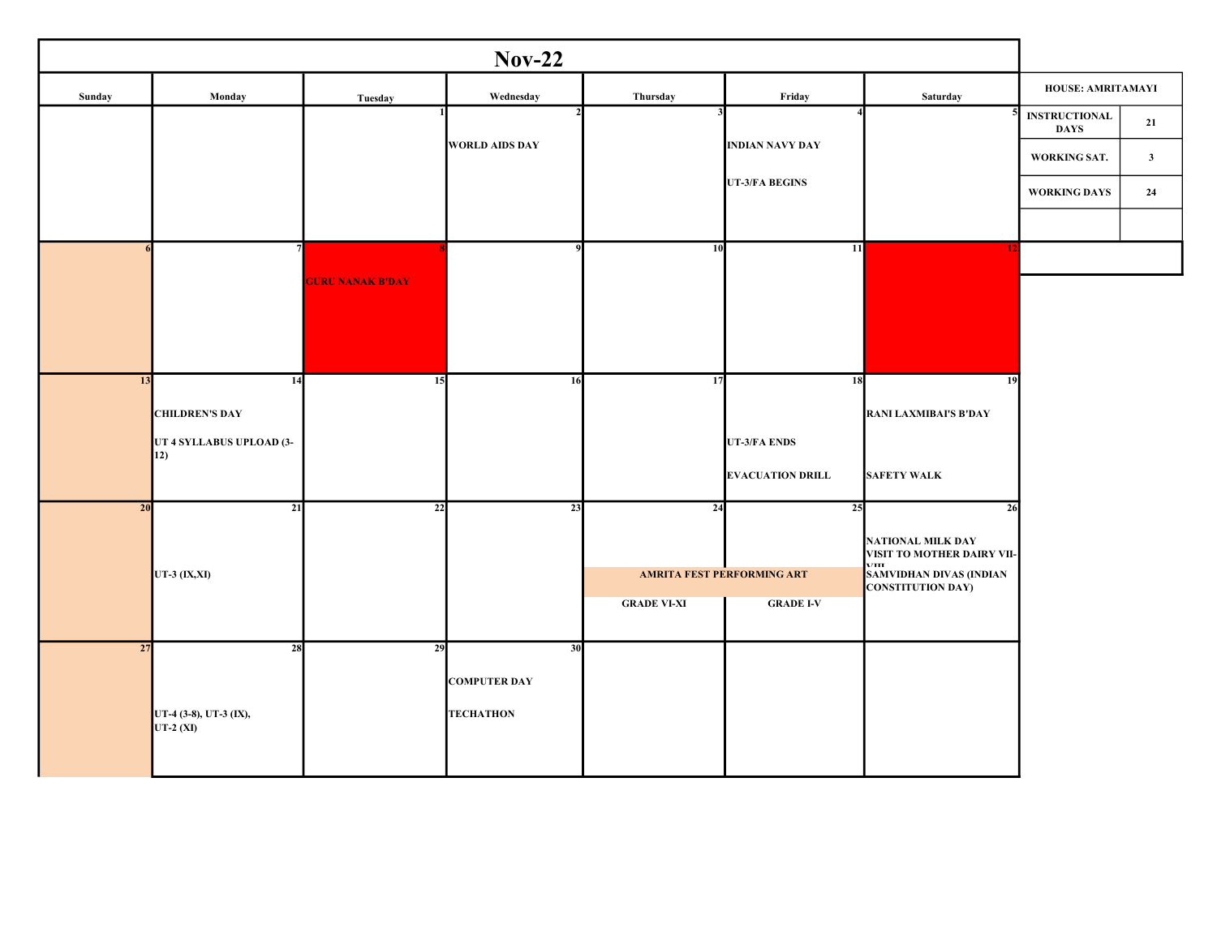# Nov-22

| Sunday | Monday | Tuesday | Wednesday | Thursday | Friday | Saturday |
|---|---|---|---|---|---|---|
| | | 1 | 2 WORLD AIDS DAY | 3 | 4 INDIAN NAVY DAY UT-3/FA BEGINS | 5 |
| 6 | 7 | 8 GURU NANAK B'DAY | 9 | 10 | 11 | 12 |
| 13 | 14 CHILDREN'S DAY UT 4 SYLLABUS UPLOAD (3-12) | 15 | 16 | 17 | 18 UT-3/FA ENDS EVACUATION DRILL | 19 RANI LAXMIBAI'S B'DAY SAFETY WALK |
| 20 | 21 UT-3 (IX,XI) | 22 | 23 | 24 AMRITA FEST PERFORMING ART GRADE VI-XI | 25 AMRITA FEST PERFORMING ART GRADE I-V | 26 NATIONAL MILK DAY VISIT TO MOTHER DAIRY VII-VIII SAMVIDHAN DIVAS (INDIAN CONSTITUTION DAY) |
| 27 | 28 UT-4 (3-8), UT-3 (IX), UT-2 (XI) | 29 | 30 COMPUTER DAY TECHATHON | | | |

| HOUSE: AMRITAMAYI | |
|---|---|
| INSTRUCTIONAL DAYS | 21 |
| WORKING SAT. | 3 |
| WORKING DAYS | 24 |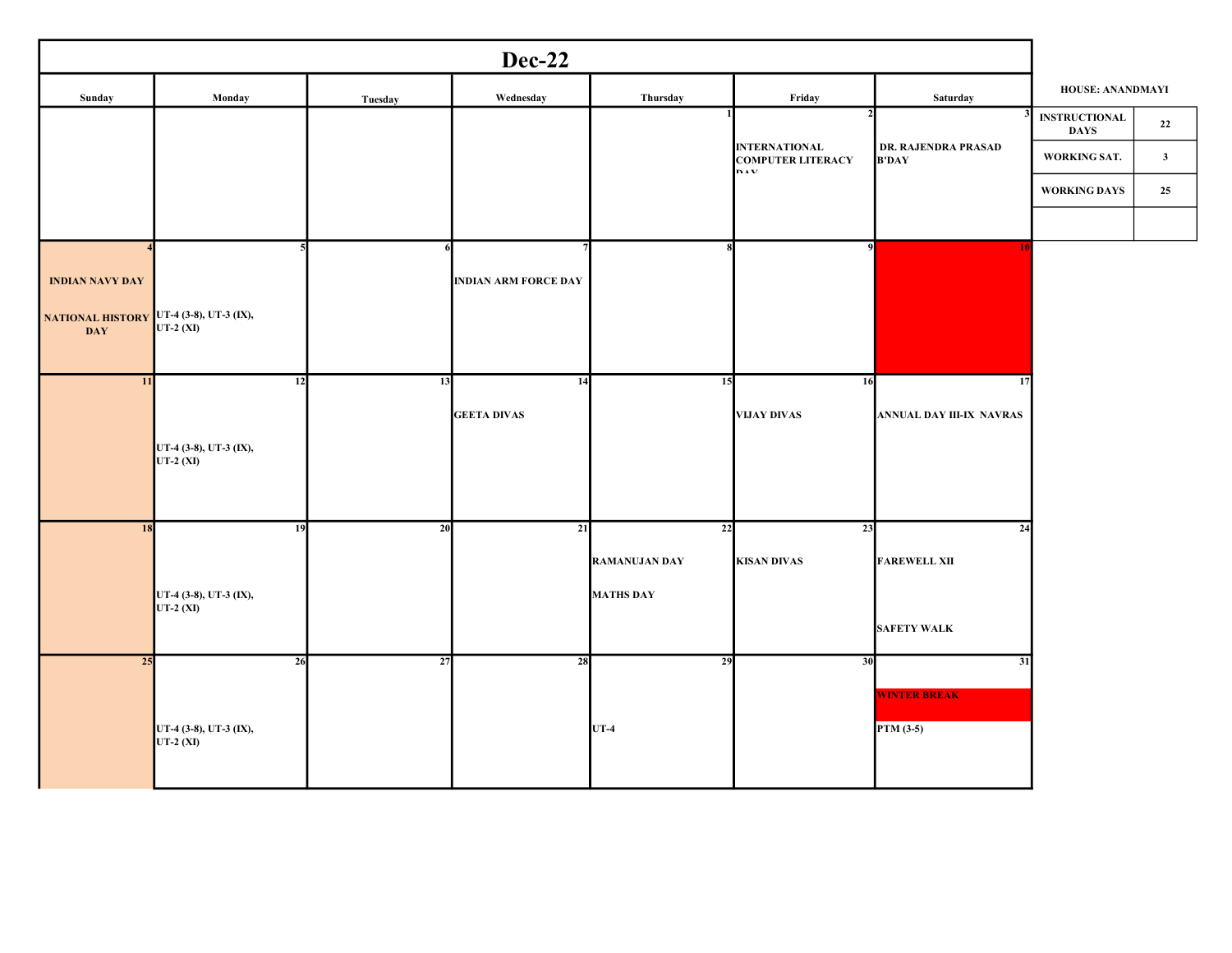# Dec-22

| Sunday | Monday | Tuesday | Wednesday | Thursday | Friday | Saturday |
|---|---|---|---|---|---|---|
| | | | | 1 | 2 INTERNATIONAL COMPUTER LITERACY DAY | 3 DR. RAJENDRA PRASAD B'DAY |
| 4 INDIAN NAVY DAY NATIONAL HISTORY DAY | 5 UT-4 (3-8), UT-3 (IX), UT-2 (XI) | 6 | 7 INDIAN ARM FORCE DAY | 8 | 9 | 10 |
| 11 | 12 UT-4 (3-8), UT-3 (IX), UT-2 (XI) | 13 | 14 GEETA DIVAS | 15 | 16 VIJAY DIVAS | 17 ANNUAL DAY III-IX NAVRAS |
| 18 | 19 UT-4 (3-8), UT-3 (IX), UT-2 (XI) | 20 | 21 | 22 RAMANUJAN DAY MATHS DAY | 23 KISAN DIVAS | 24 FAREWELL XII SAFETY WALK |
| 25 | 26 UT-4 (3-8), UT-3 (IX), UT-2 (XI) | 27 | 28 | 29 UT-4 | 30 | 31 WINTER BREAK PTM (3-5) |

**HOUSE: ANANDMAYI**

| | |
|---|---|
| INSTRUCTIONAL DAYS | 22 |
| WORKING SAT. | 3 |
| WORKING DAYS | 25 |
| | |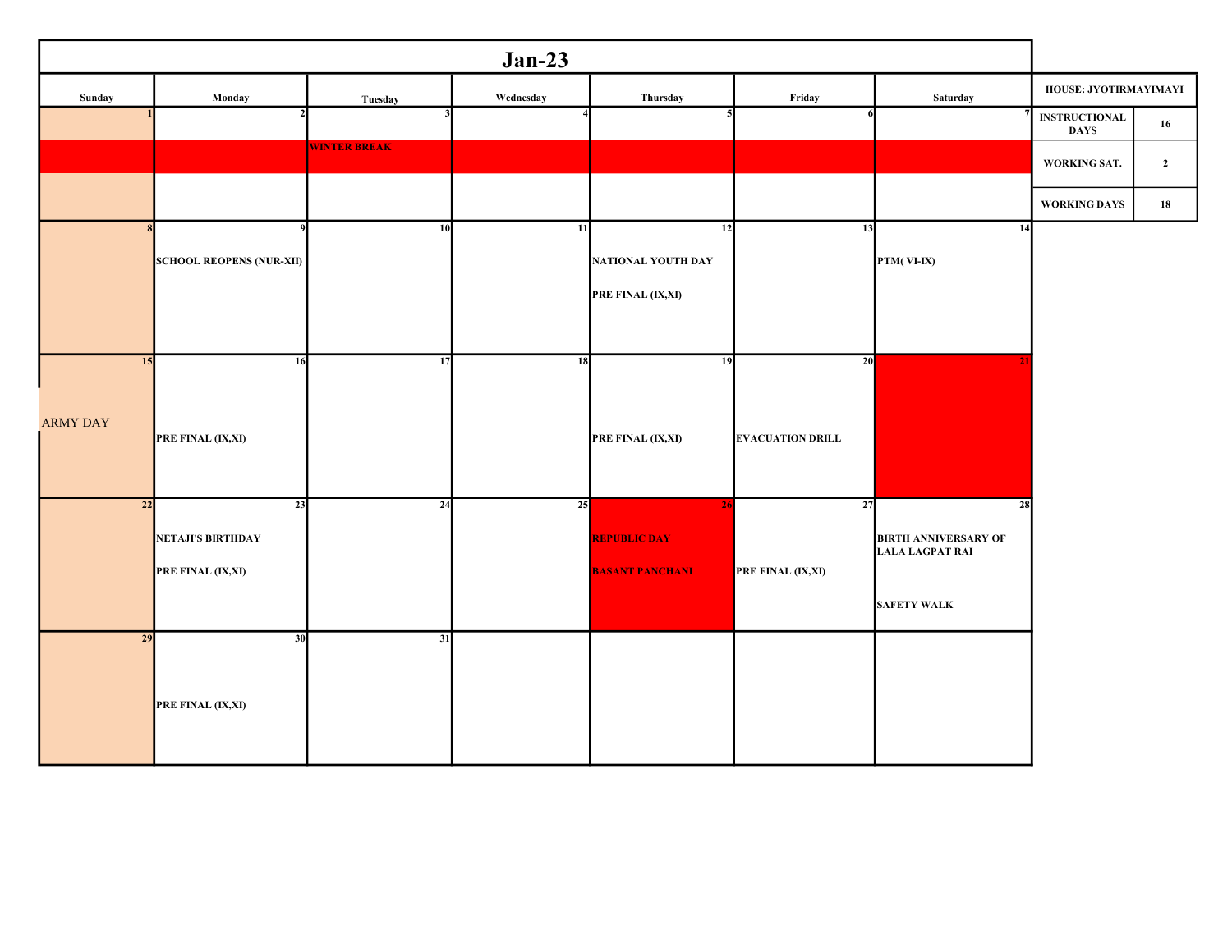# Jan-23

| Sunday | Monday | Tuesday | Wednesday | Thursday | Friday | Saturday |
|---|---|---|---|---|---|---|
| 1 | 2 | 3 WINTER BREAK | 4 | 5 | 6 | 7 |
| 8 | 9 SCHOOL REOPENS (NUR-XII) | 10 | 11 | 12 NATIONAL YOUTH DAY<br>PRE FINAL (IX,XI) | 13 | 14 PTM( VI-IX) |
| 15 ARMY DAY | 16 PRE FINAL (IX,XI) | 17 | 18 | 19 PRE FINAL (IX,XI) | 20 EVACUATION DRILL | 21 |
| 22 | 23 NETAJI'S BIRTHDAY<br>PRE FINAL (IX,XI) | 24 | 25 | 26 REPUBLIC DAY<br>BASANT PANCHANI | 27 PRE FINAL (IX,XI) | 28 BIRTH ANNIVERSARY OF LALA LAGPAT RAI<br>SAFETY WALK |
| 29 | 30 PRE FINAL (IX,XI) | 31 | | | | |

| HOUSE: JYOTIRMAYIMAYI | |
|---|---|
| INSTRUCTIONAL DAYS | 16 |
| WORKING SAT. | 2 |
| WORKING DAYS | 18 |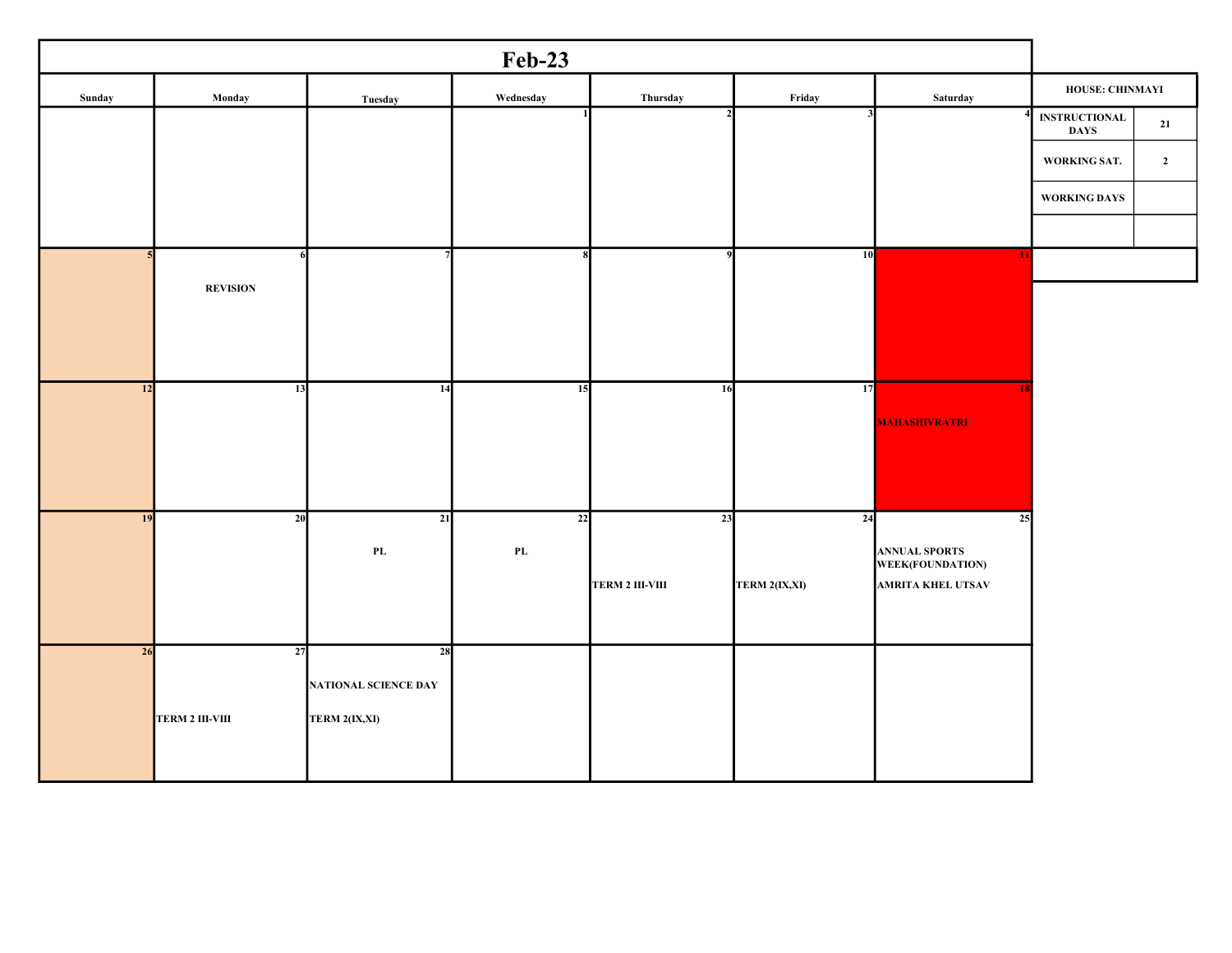# Feb-23

| Sunday | Monday | Tuesday | Wednesday | Thursday | Friday | Saturday |
|---|---|---|---|---|---|---|
| | | | 1 | 2 | 3 | 4 |
| 5 | 6<br>REVISION | 7 | 8 | 9 | 10 | 11 |
| 12 | 13 | 14 | 15 | 16 | 17 | 18<br>MAHASHIVRATRI |
| 19 | 20 | 21<br>PL | 22<br>PL | 23<br>TERM 2 III-VIII | 24<br>TERM 2(IX,XI) | 25<br>ANNUAL SPORTS WEEK(FOUNDATION)<br>AMRITA KHEL UTSAV |
| 26 | 27<br>TERM 2 III-VIII | 28<br>NATIONAL SCIENCE DAY<br>TERM 2(IX,XI) | | | | |

| HOUSE: CHINMAYI | |
|---|---|
| INSTRUCTIONAL DAYS | 21 |
| WORKING SAT. | 2 |
| WORKING DAYS | |
| | |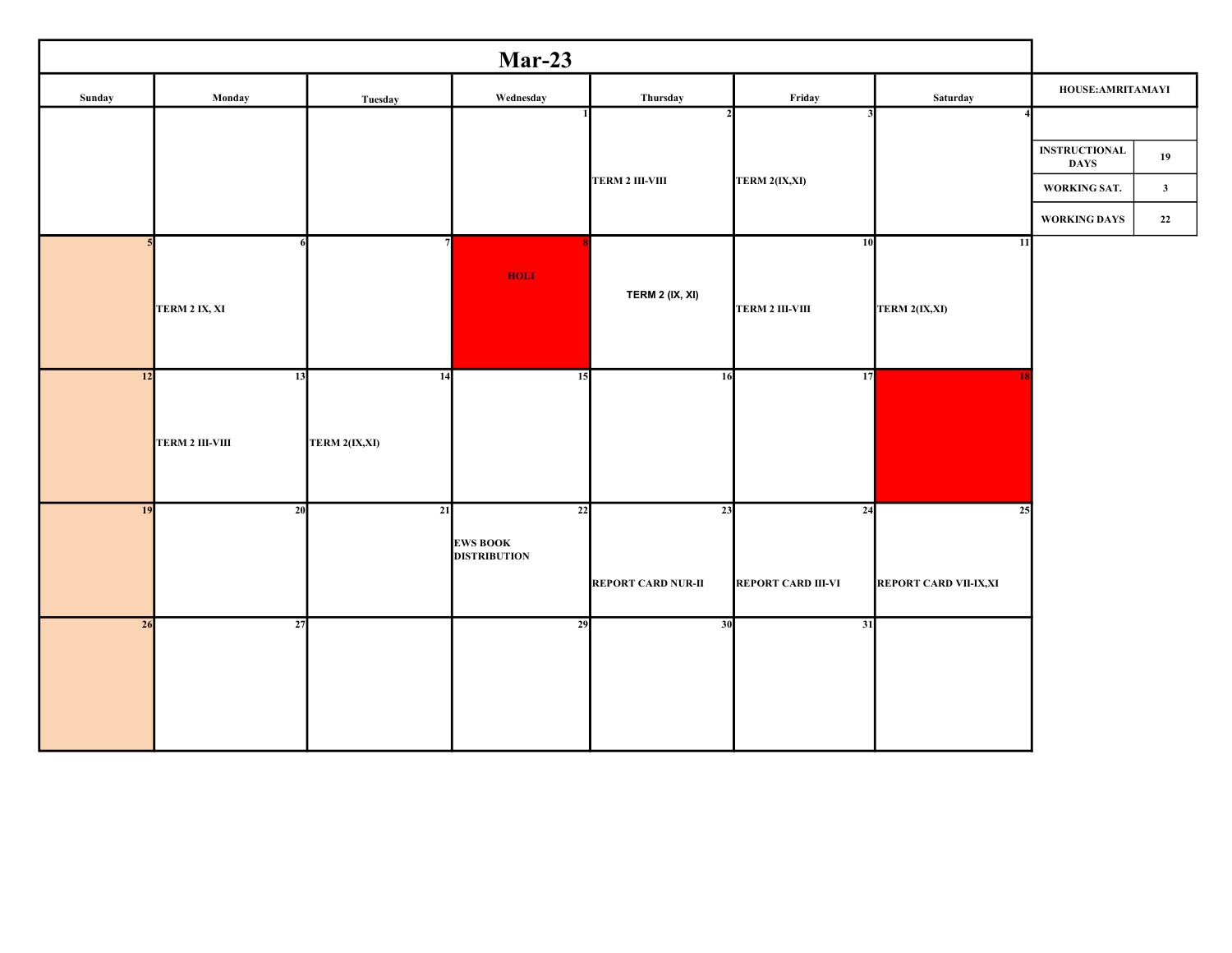# Mar-23

| Sunday | Monday | Tuesday | Wednesday | Thursday | Friday | Saturday |
|---|---|---|---|---|---|---|
| | | | 1 | 2 TERM 2 III-VIII | 3 TERM 2(IX,XI) | 4 |
| 5 | 6 TERM 2 IX, XI | 7 | 8 HOLI | TERM 2 (IX, XI) | 10 TERM 2 III-VIII | 11 TERM 2(IX,XI) |
| 12 | 13 TERM 2 III-VIII | 14 TERM 2(IX,XI) | 15 | 16 | 17 | 18 |
| 19 | 20 | 21 | 22 EWS BOOK DISTRIBUTION | 23 REPORT CARD NUR-II | 24 REPORT CARD III-VI | 25 REPORT CARD VII-IX,XI |
| 26 | 27 | | 29 | 30 | 31 | |

| HOUSE:AMRITAMAYI | |
|---|---|
| INSTRUCTIONAL DAYS | 19 |
| WORKING SAT. | 3 |
| WORKING DAYS | 22 |